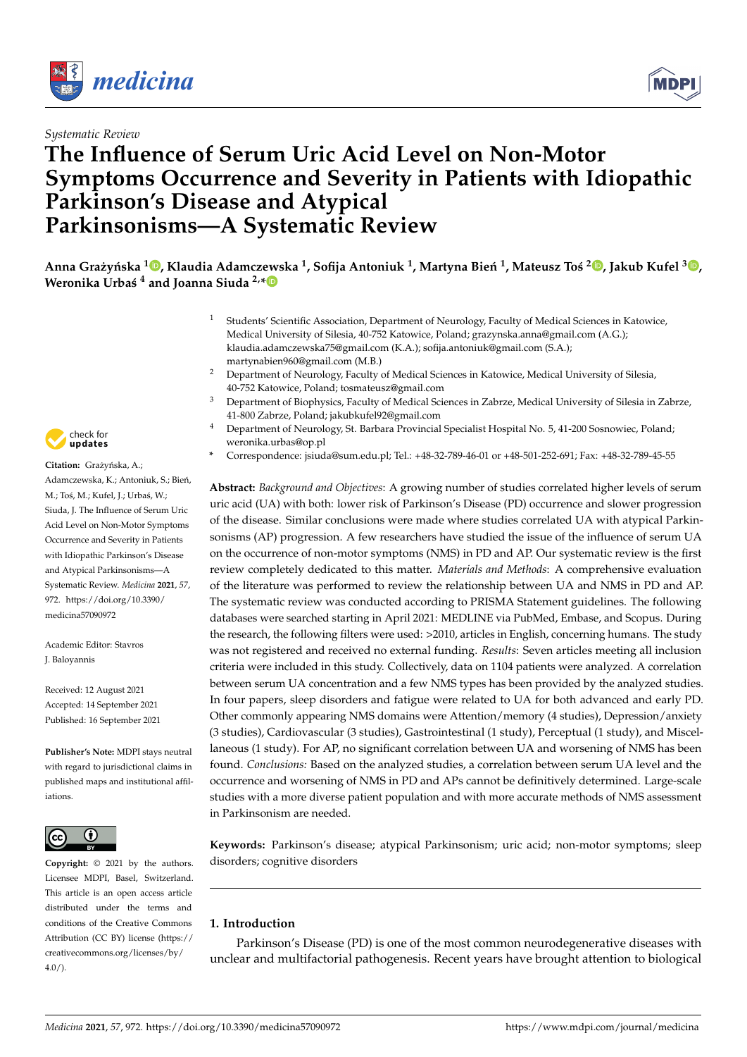*Systematic Review*

# The Influence of Serum Uric Acid Level on Non-Motor Symptoms Occurrence and Severity in Patients with Idiopathic Parkinson's Disease and Atypical Parkinsonisms—A Systematic Review

**Anna Grażyńska [1], Klaudia Adamczewska [1], Sofija Antoniuk [1], Martyna Bień [1], Mateusz Toś [2], Jakub Kufel [3], Weronika Urbaś [4] and Joanna Siuda [2,*]**

[1] Students' Scientific Association, Department of Neurology, Faculty of Medical Sciences in Katowice, Medical University of Silesia, 40-752 Katowice, Poland; grazynska.anna@gmail.com (A.G.); klaudia.adamczewska75@gmail.com (K.A.); sofija.antoniuk@gmail.com (S.A.); martynabien960@gmail.com (M.B.)

[2] Department of Neurology, Faculty of Medical Sciences in Katowice, Medical University of Silesia, 40-752 Katowice, Poland; tosmateusz@gmail.com

[3] Department of Biophysics, Faculty of Medical Sciences in Zabrze, Medical University of Silesia in Zabrze, 41-800 Zabrze, Poland; jakubkufel92@gmail.com

[4] Department of Neurology, St. Barbara Provincial Specialist Hospital No. 5, 41-200 Sosnowiec, Poland; weronika.urbas@op.pl

* Correspondence: jsiuda@sum.edu.pl; Tel.: +48-32-789-46-01 or +48-501-252-691; Fax: +48-32-789-45-55

**Citation:** Grażyńska, A.; Adamczewska, K.; Antoniuk, S.; Bień, M.; Toś, M.; Kufel, J.; Urbaś, W.; Siuda, J. The Influence of Serum Uric Acid Level on Non-Motor Symptoms Occurrence and Severity in Patients with Idiopathic Parkinson's Disease and Atypical Parkinsonisms—A Systematic Review. *Medicina* **2021**, *57*, 972. https://doi.org/10.3390/medicina57090972

Academic Editor: Stavros J. Baloyannis

Received: 12 August 2021
Accepted: 14 September 2021
Published: 16 September 2021

**Publisher's Note:** MDPI stays neutral with regard to jurisdictional claims in published maps and institutional affiliations.

**Copyright:** © 2021 by the authors. Licensee MDPI, Basel, Switzerland. This article is an open access article distributed under the terms and conditions of the Creative Commons Attribution (CC BY) license (https://creativecommons.org/licenses/by/4.0/).

**Abstract:** *Background and Objectives*: A growing number of studies correlated higher levels of serum uric acid (UA) with both: lower risk of Parkinson's Disease (PD) occurrence and slower progression of the disease. Similar conclusions were made where studies correlated UA with atypical Parkinsonisms (AP) progression. A few researchers have studied the issue of the influence of serum UA on the occurrence of non-motor symptoms (NMS) in PD and AP. Our systematic review is the first review completely dedicated to this matter. *Materials and Methods*: A comprehensive evaluation of the literature was performed to review the relationship between UA and NMS in PD and AP. The systematic review was conducted according to PRISMA Statement guidelines. The following databases were searched starting in April 2021: MEDLINE via PubMed, Embase, and Scopus. During the research, the following filters were used: >2010, articles in English, concerning humans. The study was not registered and received no external funding. *Results*: Seven articles meeting all inclusion criteria were included in this study. Collectively, data on 1104 patients were analyzed. A correlation between serum UA concentration and a few NMS types has been provided by the analyzed studies. In four papers, sleep disorders and fatigue were related to UA for both advanced and early PD. Other commonly appearing NMS domains were Attention/memory (4 studies), Depression/anxiety (3 studies), Cardiovascular (3 studies), Gastrointestinal (1 study), Perceptual (1 study), and Miscellaneous (1 study). For AP, no significant correlation between UA and worsening of NMS has been found. *Conclusions:* Based on the analyzed studies, a correlation between serum UA level and the occurrence and worsening of NMS in PD and APs cannot be definitively determined. Large-scale studies with a more diverse patient population and with more accurate methods of NMS assessment in Parkinsonism are needed.

**Keywords:** Parkinson's disease; atypical Parkinsonism; uric acid; non-motor symptoms; sleep disorders; cognitive disorders

## 1. Introduction

Parkinson's Disease (PD) is one of the most common neurodegenerative diseases with unclear and multifactorial pathogenesis. Recent years have brought attention to biological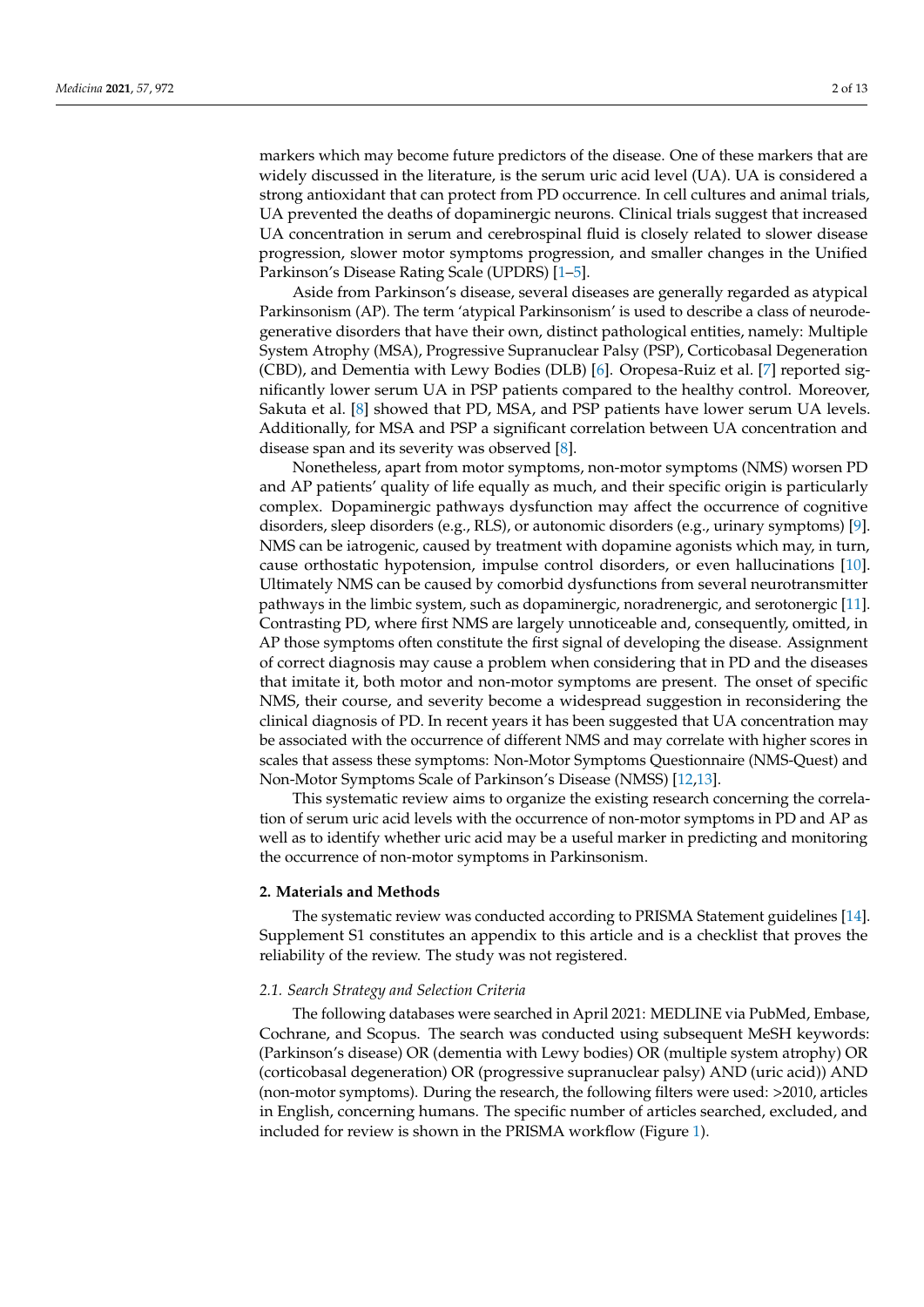markers which may become future predictors of the disease. One of these markers that are widely discussed in the literature, is the serum uric acid level (UA). UA is considered a strong antioxidant that can protect from PD occurrence. In cell cultures and animal trials, UA prevented the deaths of dopaminergic neurons. Clinical trials suggest that increased UA concentration in serum and cerebrospinal fluid is closely related to slower disease progression, slower motor symptoms progression, and smaller changes in the Unified Parkinson's Disease Rating Scale (UPDRS) [1–5].

Aside from Parkinson's disease, several diseases are generally regarded as atypical Parkinsonism (AP). The term 'atypical Parkinsonism' is used to describe a class of neurodegenerative disorders that have their own, distinct pathological entities, namely: Multiple System Atrophy (MSA), Progressive Supranuclear Palsy (PSP), Corticobasal Degeneration (CBD), and Dementia with Lewy Bodies (DLB) [6]. Oropesa-Ruiz et al. [7] reported significantly lower serum UA in PSP patients compared to the healthy control. Moreover, Sakuta et al. [8] showed that PD, MSA, and PSP patients have lower serum UA levels. Additionally, for MSA and PSP a significant correlation between UA concentration and disease span and its severity was observed [8].

Nonetheless, apart from motor symptoms, non-motor symptoms (NMS) worsen PD and AP patients' quality of life equally as much, and their specific origin is particularly complex. Dopaminergic pathways dysfunction may affect the occurrence of cognitive disorders, sleep disorders (e.g., RLS), or autonomic disorders (e.g., urinary symptoms) [9]. NMS can be iatrogenic, caused by treatment with dopamine agonists which may, in turn, cause orthostatic hypotension, impulse control disorders, or even hallucinations [10]. Ultimately NMS can be caused by comorbid dysfunctions from several neurotransmitter pathways in the limbic system, such as dopaminergic, noradrenergic, and serotonergic [11]. Contrasting PD, where first NMS are largely unnoticeable and, consequently, omitted, in AP those symptoms often constitute the first signal of developing the disease. Assignment of correct diagnosis may cause a problem when considering that in PD and the diseases that imitate it, both motor and non-motor symptoms are present. The onset of specific NMS, their course, and severity become a widespread suggestion in reconsidering the clinical diagnosis of PD. In recent years it has been suggested that UA concentration may be associated with the occurrence of different NMS and may correlate with higher scores in scales that assess these symptoms: Non-Motor Symptoms Questionnaire (NMS-Quest) and Non-Motor Symptoms Scale of Parkinson's Disease (NMSS) [12,13].

This systematic review aims to organize the existing research concerning the correlation of serum uric acid levels with the occurrence of non-motor symptoms in PD and AP as well as to identify whether uric acid may be a useful marker in predicting and monitoring the occurrence of non-motor symptoms in Parkinsonism.

## 2. Materials and Methods

The systematic review was conducted according to PRISMA Statement guidelines [14]. Supplement S1 constitutes an appendix to this article and is a checklist that proves the reliability of the review. The study was not registered.

### 2.1. Search Strategy and Selection Criteria

The following databases were searched in April 2021: MEDLINE via PubMed, Embase, Cochrane, and Scopus. The search was conducted using subsequent MeSH keywords: (Parkinson's disease) OR (dementia with Lewy bodies) OR (multiple system atrophy) OR (corticobasal degeneration) OR (progressive supranuclear palsy) AND (uric acid)) AND (non-motor symptoms). During the research, the following filters were used: >2010, articles in English, concerning humans. The specific number of articles searched, excluded, and included for review is shown in the PRISMA workflow (Figure 1).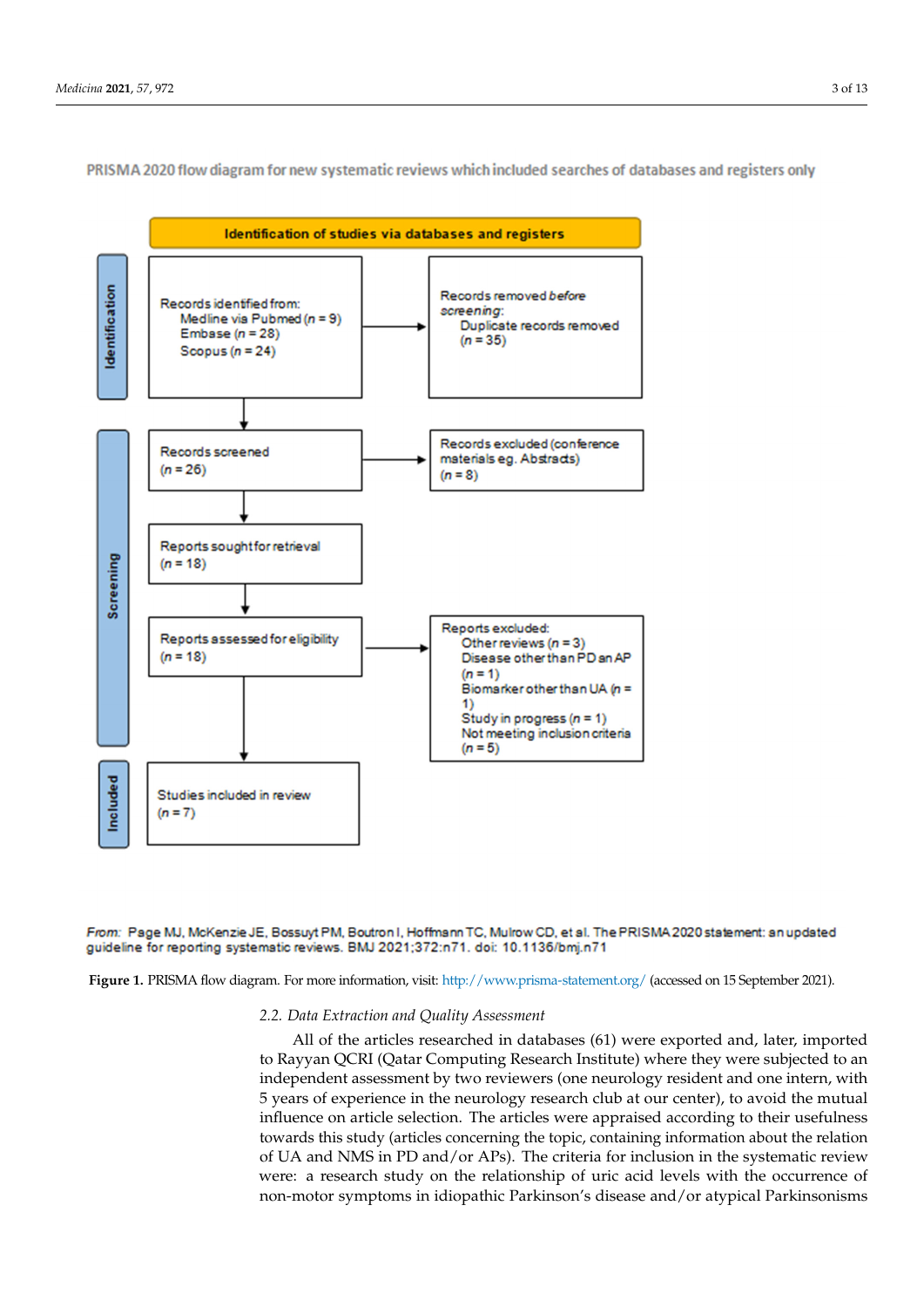PRISMA 2020 flow diagram for new systematic reviews which included searches of databases and registers only

**Identification of studies via databases and registers**

**Identification**

Records identified from:
- Medline via Pubmed (*n* = 9)
- Embase (*n* = 28)
- Scopus (*n* = 24)

Records removed *before screening*:
- Duplicate records removed (*n* = 35)

**Screening**

Records screened (*n* = 26)

Records excluded (conference materials eg. Abstracts) (*n* = 8)

Reports sought for retrieval (*n* = 18)

Reports assessed for eligibility (*n* = 18)

Reports excluded:
- Other reviews (*n* = 3)
- Disease other than PD an AP (*n* = 1)
- Biomarker other than UA (*n* = 1)
- Study in progress (*n* = 1)
- Not meeting inclusion criteria (*n* = 5)

**Included**

Studies included in review (*n* = 7)

*From:* Page MJ, McKenzie JE, Bossuyt PM, Boutron I, Hoffmann TC, Mulrow CD, et al. The PRISMA 2020 statement: an updated guideline for reporting systematic reviews. BMJ 2021;372:n71. doi: 10.1136/bmj.n71

**Figure 1.** PRISMA flow diagram. For more information, visit: http://www.prisma-statement.org/ (accessed on 15 September 2021).

### *2.2. Data Extraction and Quality Assessment*

All of the articles researched in databases (61) were exported and, later, imported to Rayyan QCRI (Qatar Computing Research Institute) where they were subjected to an independent assessment by two reviewers (one neurology resident and one intern, with 5 years of experience in the neurology research club at our center), to avoid the mutual influence on article selection. The articles were appraised according to their usefulness towards this study (articles concerning the topic, containing information about the relation of UA and NMS in PD and/or APs). The criteria for inclusion in the systematic review were: a research study on the relationship of uric acid levels with the occurrence of non-motor symptoms in idiopathic Parkinson's disease and/or atypical Parkinsonisms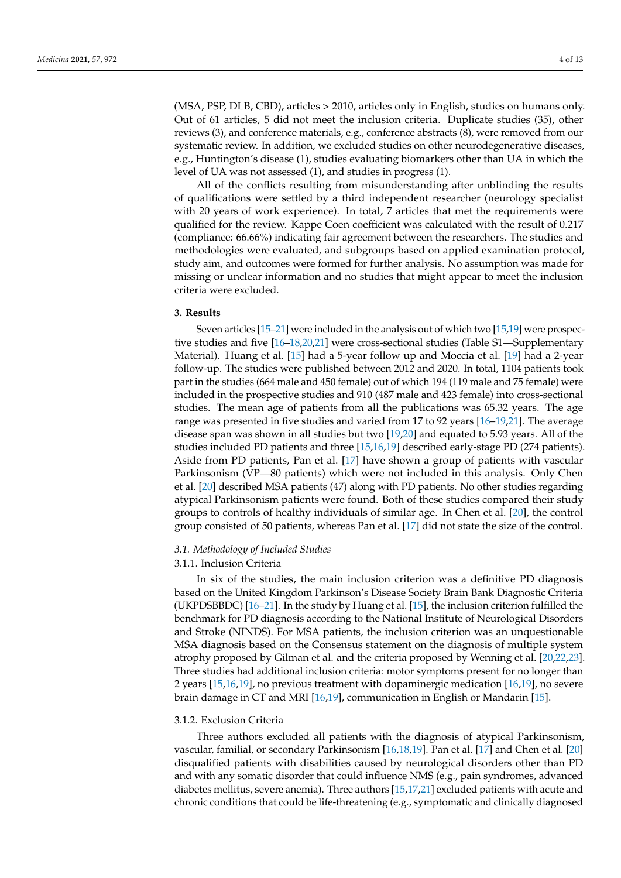(MSA, PSP, DLB, CBD), articles > 2010, articles only in English, studies on humans only. Out of 61 articles, 5 did not meet the inclusion criteria. Duplicate studies (35), other reviews (3), and conference materials, e.g., conference abstracts (8), were removed from our systematic review. In addition, we excluded studies on other neurodegenerative diseases, e.g., Huntington's disease (1), studies evaluating biomarkers other than UA in which the level of UA was not assessed (1), and studies in progress (1).

All of the conflicts resulting from misunderstanding after unblinding the results of qualifications were settled by a third independent researcher (neurology specialist with 20 years of work experience). In total, 7 articles that met the requirements were qualified for the review. Kappe Coen coefficient was calculated with the result of 0.217 (compliance: 66.66%) indicating fair agreement between the researchers. The studies and methodologies were evaluated, and subgroups based on applied examination protocol, study aim, and outcomes were formed for further analysis. No assumption was made for missing or unclear information and no studies that might appear to meet the inclusion criteria were excluded.

## 3. Results

Seven articles [15–21] were included in the analysis out of which two [15,19] were prospective studies and five [16–18,20,21] were cross-sectional studies (Table S1—Supplementary Material). Huang et al. [15] had a 5-year follow up and Moccia et al. [19] had a 2-year follow-up. The studies were published between 2012 and 2020. In total, 1104 patients took part in the studies (664 male and 450 female) out of which 194 (119 male and 75 female) were included in the prospective studies and 910 (487 male and 423 female) into cross-sectional studies. The mean age of patients from all the publications was 65.32 years. The age range was presented in five studies and varied from 17 to 92 years [16–19,21]. The average disease span was shown in all studies but two [19,20] and equated to 5.93 years. All of the studies included PD patients and three [15,16,19] described early-stage PD (274 patients). Aside from PD patients, Pan et al. [17] have shown a group of patients with vascular Parkinsonism (VP—80 patients) which were not included in this analysis. Only Chen et al. [20] described MSA patients (47) along with PD patients. No other studies regarding atypical Parkinsonism patients were found. Both of these studies compared their study groups to controls of healthy individuals of similar age. In Chen et al. [20], the control group consisted of 50 patients, whereas Pan et al. [17] did not state the size of the control.

### *3.1. Methodology of Included Studies*

#### 3.1.1. Inclusion Criteria

In six of the studies, the main inclusion criterion was a definitive PD diagnosis based on the United Kingdom Parkinson's Disease Society Brain Bank Diagnostic Criteria (UKPDSBBDC) [16–21]. In the study by Huang et al. [15], the inclusion criterion fulfilled the benchmark for PD diagnosis according to the National Institute of Neurological Disorders and Stroke (NINDS). For MSA patients, the inclusion criterion was an unquestionable MSA diagnosis based on the Consensus statement on the diagnosis of multiple system atrophy proposed by Gilman et al. and the criteria proposed by Wenning et al. [20,22,23]. Three studies had additional inclusion criteria: motor symptoms present for no longer than 2 years [15,16,19], no previous treatment with dopaminergic medication [16,19], no severe brain damage in CT and MRI [16,19], communication in English or Mandarin [15].

#### 3.1.2. Exclusion Criteria

Three authors excluded all patients with the diagnosis of atypical Parkinsonism, vascular, familial, or secondary Parkinsonism [16,18,19]. Pan et al. [17] and Chen et al. [20] disqualified patients with disabilities caused by neurological disorders other than PD and with any somatic disorder that could influence NMS (e.g., pain syndromes, advanced diabetes mellitus, severe anemia). Three authors [15,17,21] excluded patients with acute and chronic conditions that could be life-threatening (e.g., symptomatic and clinically diagnosed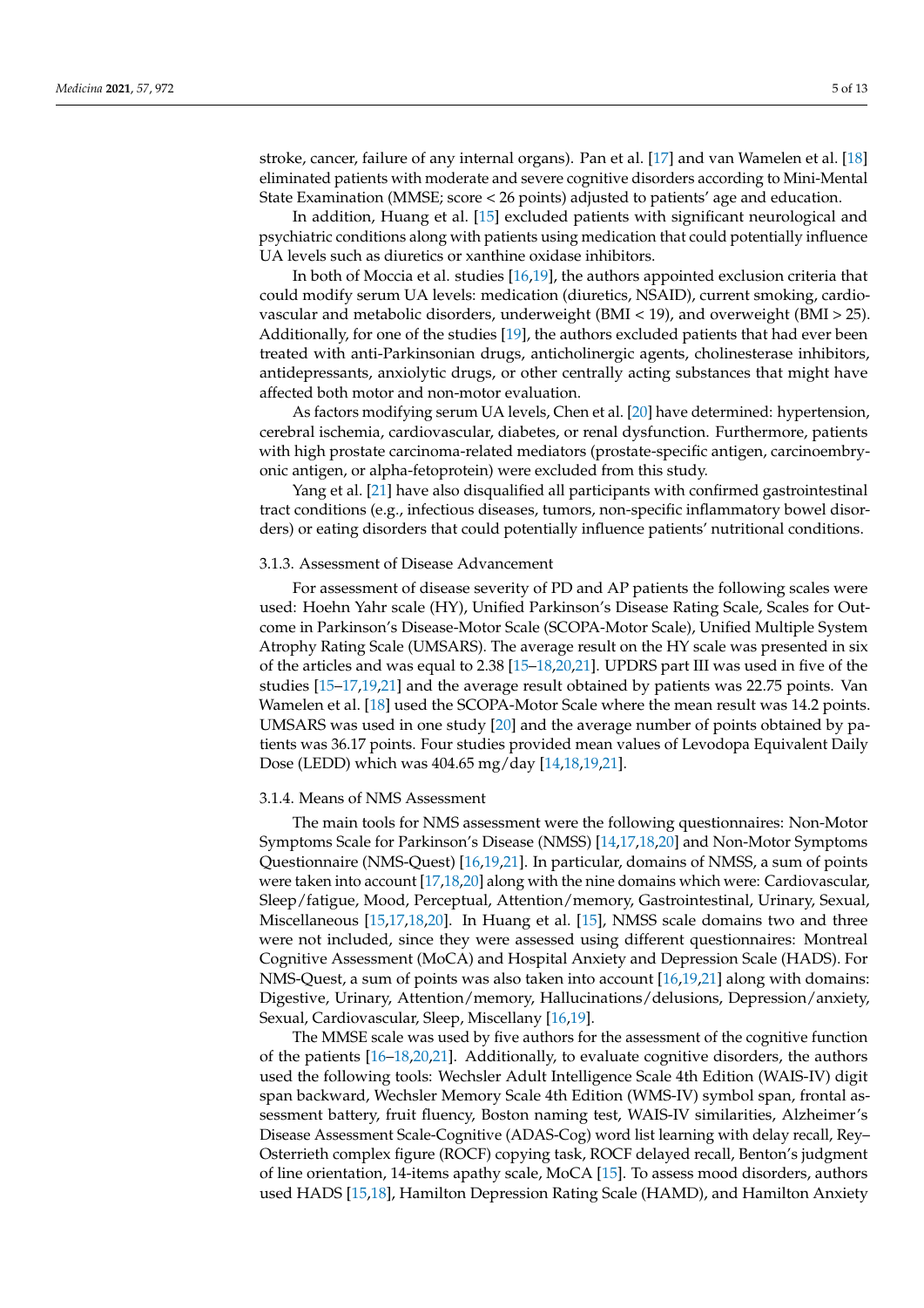stroke, cancer, failure of any internal organs). Pan et al. [17] and van Wamelen et al. [18] eliminated patients with moderate and severe cognitive disorders according to Mini-Mental State Examination (MMSE; score < 26 points) adjusted to patients' age and education.

In addition, Huang et al. [15] excluded patients with significant neurological and psychiatric conditions along with patients using medication that could potentially influence UA levels such as diuretics or xanthine oxidase inhibitors.

In both of Moccia et al. studies [16,19], the authors appointed exclusion criteria that could modify serum UA levels: medication (diuretics, NSAID), current smoking, cardiovascular and metabolic disorders, underweight (BMI < 19), and overweight (BMI > 25). Additionally, for one of the studies [19], the authors excluded patients that had ever been treated with anti-Parkinsonian drugs, anticholinergic agents, cholinesterase inhibitors, antidepressants, anxiolytic drugs, or other centrally acting substances that might have affected both motor and non-motor evaluation.

As factors modifying serum UA levels, Chen et al. [20] have determined: hypertension, cerebral ischemia, cardiovascular, diabetes, or renal dysfunction. Furthermore, patients with high prostate carcinoma-related mediators (prostate-specific antigen, carcinoembryonic antigen, or alpha-fetoprotein) were excluded from this study.

Yang et al. [21] have also disqualified all participants with confirmed gastrointestinal tract conditions (e.g., infectious diseases, tumors, non-specific inflammatory bowel disorders) or eating disorders that could potentially influence patients' nutritional conditions.

#### 3.1.3. Assessment of Disease Advancement

For assessment of disease severity of PD and AP patients the following scales were used: Hoehn Yahr scale (HY), Unified Parkinson's Disease Rating Scale, Scales for Outcome in Parkinson's Disease-Motor Scale (SCOPA-Motor Scale), Unified Multiple System Atrophy Rating Scale (UMSARS). The average result on the HY scale was presented in six of the articles and was equal to 2.38 [15–18,20,21]. UPDRS part III was used in five of the studies [15–17,19,21] and the average result obtained by patients was 22.75 points. Van Wamelen et al. [18] used the SCOPA-Motor Scale where the mean result was 14.2 points. UMSARS was used in one study [20] and the average number of points obtained by patients was 36.17 points. Four studies provided mean values of Levodopa Equivalent Daily Dose (LEDD) which was 404.65 mg/day [14,18,19,21].

#### 3.1.4. Means of NMS Assessment

The main tools for NMS assessment were the following questionnaires: Non-Motor Symptoms Scale for Parkinson's Disease (NMSS) [14,17,18,20] and Non-Motor Symptoms Questionnaire (NMS-Quest) [16,19,21]. In particular, domains of NMSS, a sum of points were taken into account [17,18,20] along with the nine domains which were: Cardiovascular, Sleep/fatigue, Mood, Perceptual, Attention/memory, Gastrointestinal, Urinary, Sexual, Miscellaneous [15,17,18,20]. In Huang et al. [15], NMSS scale domains two and three were not included, since they were assessed using different questionnaires: Montreal Cognitive Assessment (MoCA) and Hospital Anxiety and Depression Scale (HADS). For NMS-Quest, a sum of points was also taken into account [16,19,21] along with domains: Digestive, Urinary, Attention/memory, Hallucinations/delusions, Depression/anxiety, Sexual, Cardiovascular, Sleep, Miscellany [16,19].

The MMSE scale was used by five authors for the assessment of the cognitive function of the patients [16–18,20,21]. Additionally, to evaluate cognitive disorders, the authors used the following tools: Wechsler Adult Intelligence Scale 4th Edition (WAIS-IV) digit span backward, Wechsler Memory Scale 4th Edition (WMS-IV) symbol span, frontal assessment battery, fruit fluency, Boston naming test, WAIS-IV similarities, Alzheimer's Disease Assessment Scale-Cognitive (ADAS-Cog) word list learning with delay recall, Rey–Osterrieth complex figure (ROCF) copying task, ROCF delayed recall, Benton's judgment of line orientation, 14-items apathy scale, MoCA [15]. To assess mood disorders, authors used HADS [15,18], Hamilton Depression Rating Scale (HAMD), and Hamilton Anxiety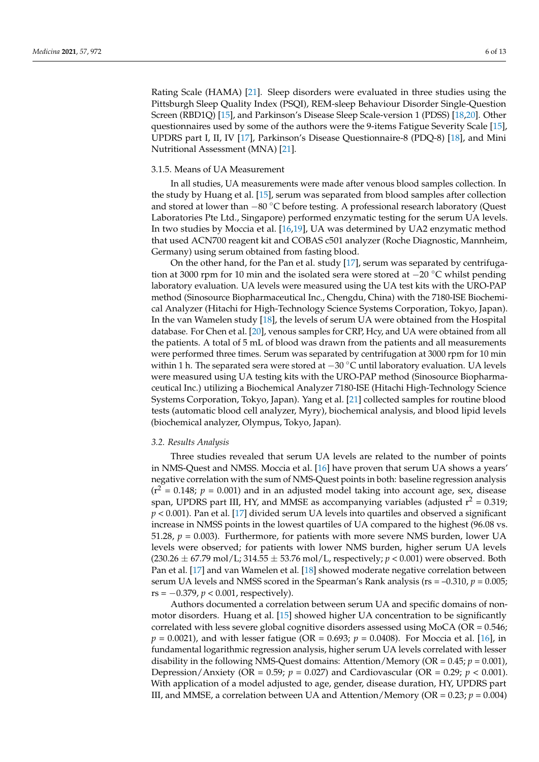Rating Scale (HAMA) [21]. Sleep disorders were evaluated in three studies using the Pittsburgh Sleep Quality Index (PSQI), REM-sleep Behaviour Disorder Single-Question Screen (RBD1Q) [15], and Parkinson's Disease Sleep Scale-version 1 (PDSS) [18,20]. Other questionnaires used by some of the authors were the 9-items Fatigue Severity Scale [15], UPDRS part I, II, IV [17], Parkinson's Disease Questionnaire-8 (PDQ-8) [18], and Mini Nutritional Assessment (MNA) [21].

#### 3.1.5. Means of UA Measurement

In all studies, UA measurements were made after venous blood samples collection. In the study by Huang et al. [15], serum was separated from blood samples after collection and stored at lower than −80 °C before testing. A professional research laboratory (Quest Laboratories Pte Ltd., Singapore) performed enzymatic testing for the serum UA levels. In two studies by Moccia et al. [16,19], UA was determined by UA2 enzymatic method that used ACN700 reagent kit and COBAS c501 analyzer (Roche Diagnostic, Mannheim, Germany) using serum obtained from fasting blood.

On the other hand, for the Pan et al. study [17], serum was separated by centrifugation at 3000 rpm for 10 min and the isolated sera were stored at −20 °C whilst pending laboratory evaluation. UA levels were measured using the UA test kits with the URO-PAP method (Sinosource Biopharmaceutical Inc., Chengdu, China) with the 7180-ISE Biochemical Analyzer (Hitachi for High-Technology Science Systems Corporation, Tokyo, Japan). In the van Wamelen study [18], the levels of serum UA were obtained from the Hospital database. For Chen et al. [20], venous samples for CRP, Hcy, and UA were obtained from all the patients. A total of 5 mL of blood was drawn from the patients and all measurements were performed three times. Serum was separated by centrifugation at 3000 rpm for 10 min within 1 h. The separated sera were stored at −30 °C until laboratory evaluation. UA levels were measured using UA testing kits with the URO-PAP method (Sinosource Biopharmaceutical Inc.) utilizing a Biochemical Analyzer 7180-ISE (Hitachi High-Technology Science Systems Corporation, Tokyo, Japan). Yang et al. [21] collected samples for routine blood tests (automatic blood cell analyzer, Myry), biochemical analysis, and blood lipid levels (biochemical analyzer, Olympus, Tokyo, Japan).

### *3.2. Results Analysis*

Three studies revealed that serum UA levels are related to the number of points in NMS-Quest and NMSS. Moccia et al. [16] have proven that serum UA shows a years' negative correlation with the sum of NMS-Quest points in both: baseline regression analysis ($r^2 = 0.148$; $p = 0.001$) and in an adjusted model taking into account age, sex, disease span, UPDRS part III, HY, and MMSE as accompanying variables (adjusted $r^2 = 0.319$; $p < 0.001$). Pan et al. [17] divided serum UA levels into quartiles and observed a significant increase in NMSS points in the lowest quartiles of UA compared to the highest (96.08 vs. 51.28, $p = 0.003$). Furthermore, for patients with more severe NMS burden, lower UA levels were observed; for patients with lower NMS burden, higher serum UA levels (230.26 ± 67.79 mol/L; 314.55 ± 53.76 mol/L, respectively; $p < 0.001$) were observed. Both Pan et al. [17] and van Wamelen et al. [18] showed moderate negative correlation between serum UA levels and NMSS scored in the Spearman's Rank analysis ($r_s = -0.310$, $p = 0.005$; $r_s = -0.379$, $p < 0.001$, respectively).

Authors documented a correlation between serum UA and specific domains of non-motor disorders. Huang et al. [15] showed higher UA concentration to be significantly correlated with less severe global cognitive disorders assessed using MoCA (OR = 0.546; $p = 0.0021$), and with lesser fatigue (OR = 0.693; $p = 0.0408$). For Moccia et al. [16], in fundamental logarithmic regression analysis, higher serum UA levels correlated with lesser disability in the following NMS-Quest domains: Attention/Memory (OR = 0.45; $p = 0.001$), Depression/Anxiety (OR = 0.59; $p = 0.027$) and Cardiovascular (OR = 0.29; $p < 0.001$). With application of a model adjusted to age, gender, disease duration, HY, UPDRS part III, and MMSE, a correlation between UA and Attention/Memory (OR = 0.23; $p = 0.004$)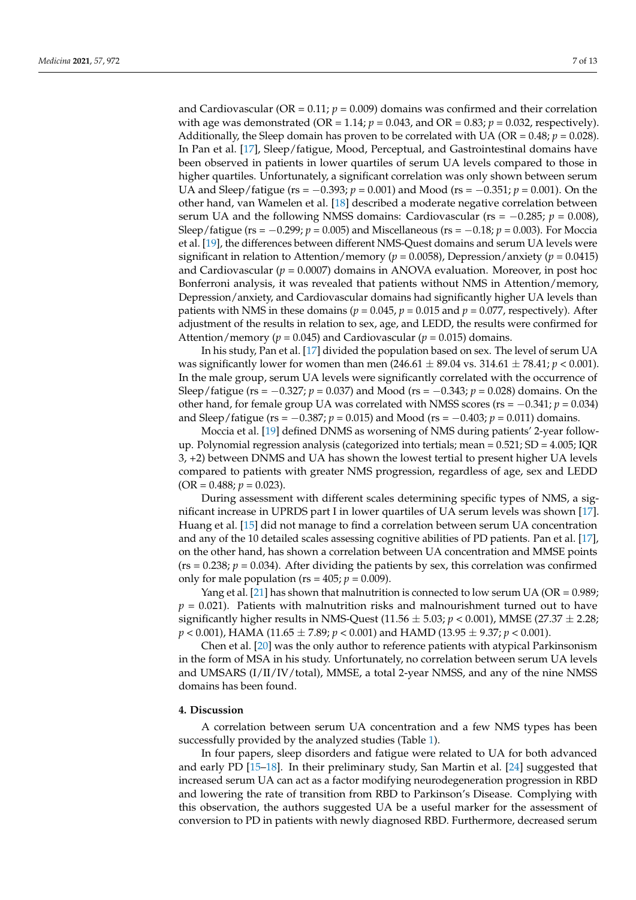and Cardiovascular (OR = 0.11; $p = 0.009$) domains was confirmed and their correlation with age was demonstrated (OR = 1.14; $p = 0.043$, and OR = 0.83; $p = 0.032$, respectively). Additionally, the Sleep domain has proven to be correlated with UA (OR = 0.48; $p = 0.028$). In Pan et al. [17], Sleep/fatigue, Mood, Perceptual, and Gastrointestinal domains have been observed in patients in lower quartiles of serum UA levels compared to those in higher quartiles. Unfortunately, a significant correlation was only shown between serum UA and Sleep/fatigue (rs = −0.393; $p = 0.001$) and Mood (rs = −0.351; $p = 0.001$). On the other hand, van Wamelen et al. [18] described a moderate negative correlation between serum UA and the following NMSS domains: Cardiovascular (rs = −0.285; $p = 0.008$), Sleep/fatigue (rs = −0.299; $p = 0.005$) and Miscellaneous (rs = −0.18; $p = 0.003$). For Moccia et al. [19], the differences between different NMS-Quest domains and serum UA levels were significant in relation to Attention/memory ($p = 0.0058$), Depression/anxiety ($p = 0.0415$) and Cardiovascular ($p = 0.0007$) domains in ANOVA evaluation. Moreover, in post hoc Bonferroni analysis, it was revealed that patients without NMS in Attention/memory, Depression/anxiety, and Cardiovascular domains had significantly higher UA levels than patients with NMS in these domains ($p = 0.045$, $p = 0.015$ and $p = 0.077$, respectively). After adjustment of the results in relation to sex, age, and LEDD, the results were confirmed for Attention/memory ($p = 0.045$) and Cardiovascular ($p = 0.015$) domains.

In his study, Pan et al. [17] divided the population based on sex. The level of serum UA was significantly lower for women than men (246.61 ± 89.04 vs. 314.61 ± 78.41; $p < 0.001$). In the male group, serum UA levels were significantly correlated with the occurrence of Sleep/fatigue (rs = −0.327; $p = 0.037$) and Mood (rs = −0.343; $p = 0.028$) domains. On the other hand, for female group UA was correlated with NMSS scores (rs = −0.341; $p = 0.034$) and Sleep/fatigue (rs = −0.387; $p = 0.015$) and Mood (rs = −0.403; $p = 0.011$) domains.

Moccia et al. [19] defined DNMS as worsening of NMS during patients' 2-year follow-up. Polynomial regression analysis (categorized into tertials; mean = 0.521; SD = 4.005; IQR 3, +2) between DNMS and UA has shown the lowest tertial to present higher UA levels compared to patients with greater NMS progression, regardless of age, sex and LEDD (OR = 0.488; $p = 0.023$).

During assessment with different scales determining specific types of NMS, a significant increase in UPRDS part I in lower quartiles of UA serum levels was shown [17]. Huang et al. [15] did not manage to find a correlation between serum UA concentration and any of the 10 detailed scales assessing cognitive abilities of PD patients. Pan et al. [17], on the other hand, has shown a correlation between UA concentration and MMSE points (rs = 0.238; $p = 0.034$). After dividing the patients by sex, this correlation was confirmed only for male population (rs = 405; $p = 0.009$).

Yang et al. [21] has shown that malnutrition is connected to low serum UA (OR = 0.989; $p = 0.021$). Patients with malnutrition risks and malnourishment turned out to have significantly higher results in NMS-Quest (11.56 ± 5.03; $p < 0.001$), MMSE (27.37 ± 2.28; $p < 0.001$), HAMA (11.65 ± 7.89; $p < 0.001$) and HAMD (13.95 ± 9.37; $p < 0.001$).

Chen et al. [20] was the only author to reference patients with atypical Parkinsonism in the form of MSA in his study. Unfortunately, no correlation between serum UA levels and UMSARS (I/II/IV/total), MMSE, a total 2-year NMSS, and any of the nine NMSS domains has been found.

## 4. Discussion

A correlation between serum UA concentration and a few NMS types has been successfully provided by the analyzed studies (Table 1).

In four papers, sleep disorders and fatigue were related to UA for both advanced and early PD [15–18]. In their preliminary study, San Martin et al. [24] suggested that increased serum UA can act as a factor modifying neurodegeneration progression in RBD and lowering the rate of transition from RBD to Parkinson's Disease. Complying with this observation, the authors suggested UA be a useful marker for the assessment of conversion to PD in patients with newly diagnosed RBD. Furthermore, decreased serum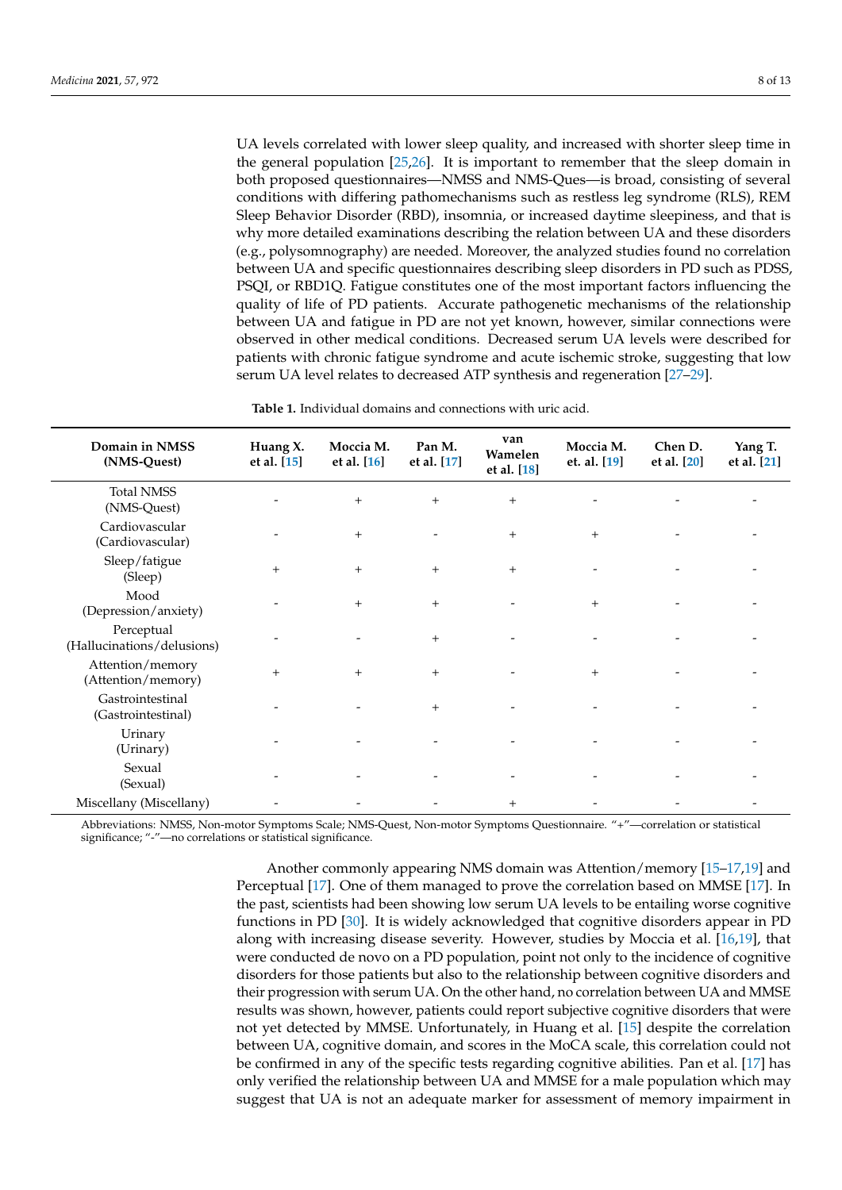UA levels correlated with lower sleep quality, and increased with shorter sleep time in the general population [25,26]. It is important to remember that the sleep domain in both proposed questionnaires—NMSS and NMS-Ques—is broad, consisting of several conditions with differing pathomechanisms such as restless leg syndrome (RLS), REM Sleep Behavior Disorder (RBD), insomnia, or increased daytime sleepiness, and that is why more detailed examinations describing the relation between UA and these disorders (e.g., polysomnography) are needed. Moreover, the analyzed studies found no correlation between UA and specific questionnaires describing sleep disorders in PD such as PDSS, PSQI, or RBD1Q. Fatigue constitutes one of the most important factors influencing the quality of life of PD patients. Accurate pathogenetic mechanisms of the relationship between UA and fatigue in PD are not yet known, however, similar connections were observed in other medical conditions. Decreased serum UA levels were described for patients with chronic fatigue syndrome and acute ischemic stroke, suggesting that low serum UA level relates to decreased ATP synthesis and regeneration [27–29].

**Table 1.** Individual domains and connections with uric acid.

| Domain in NMSS (NMS-Quest) | Huang X. et al. [15] | Moccia M. et al. [16] | Pan M. et al. [17] | van Wamelen et al. [18] | Moccia M. et. al. [19] | Chen D. et al. [20] | Yang T. et al. [21] |
|---|---|---|---|---|---|---|---|
| Total NMSS (NMS-Quest) | - | + | + | + | - | - | - |
| Cardiovascular (Cardiovascular) | - | + | - | + | + | - | - |
| Sleep/fatigue (Sleep) | + | + | + | + | - | - | - |
| Mood (Depression/anxiety) | - | + | + | - | + | - | - |
| Perceptual (Hallucinations/delusions) | - | - | + | - | - | - | - |
| Attention/memory (Attention/memory) | + | + | + | - | + | - | - |
| Gastrointestinal (Gastrointestinal) | - | - | + | - | - | - | - |
| Urinary (Urinary) | - | - | - | - | - | - | - |
| Sexual (Sexual) | - | - | - | - | - | - | - |
| Miscellany (Miscellany) | - | - | - | + | - | - | - |

Abbreviations: NMSS, Non-motor Symptoms Scale; NMS-Quest, Non-motor Symptoms Questionnaire. "+"—correlation or statistical significance; "-"—no correlations or statistical significance.

Another commonly appearing NMS domain was Attention/memory [15–17,19] and Perceptual [17]. One of them managed to prove the correlation based on MMSE [17]. In the past, scientists had been showing low serum UA levels to be entailing worse cognitive functions in PD [30]. It is widely acknowledged that cognitive disorders appear in PD along with increasing disease severity. However, studies by Moccia et al. [16,19], that were conducted de novo on a PD population, point not only to the incidence of cognitive disorders for those patients but also to the relationship between cognitive disorders and their progression with serum UA. On the other hand, no correlation between UA and MMSE results was shown, however, patients could report subjective cognitive disorders that were not yet detected by MMSE. Unfortunately, in Huang et al. [15] despite the correlation between UA, cognitive domain, and scores in the MoCA scale, this correlation could not be confirmed in any of the specific tests regarding cognitive abilities. Pan et al. [17] has only verified the relationship between UA and MMSE for a male population which may suggest that UA is not an adequate marker for assessment of memory impairment in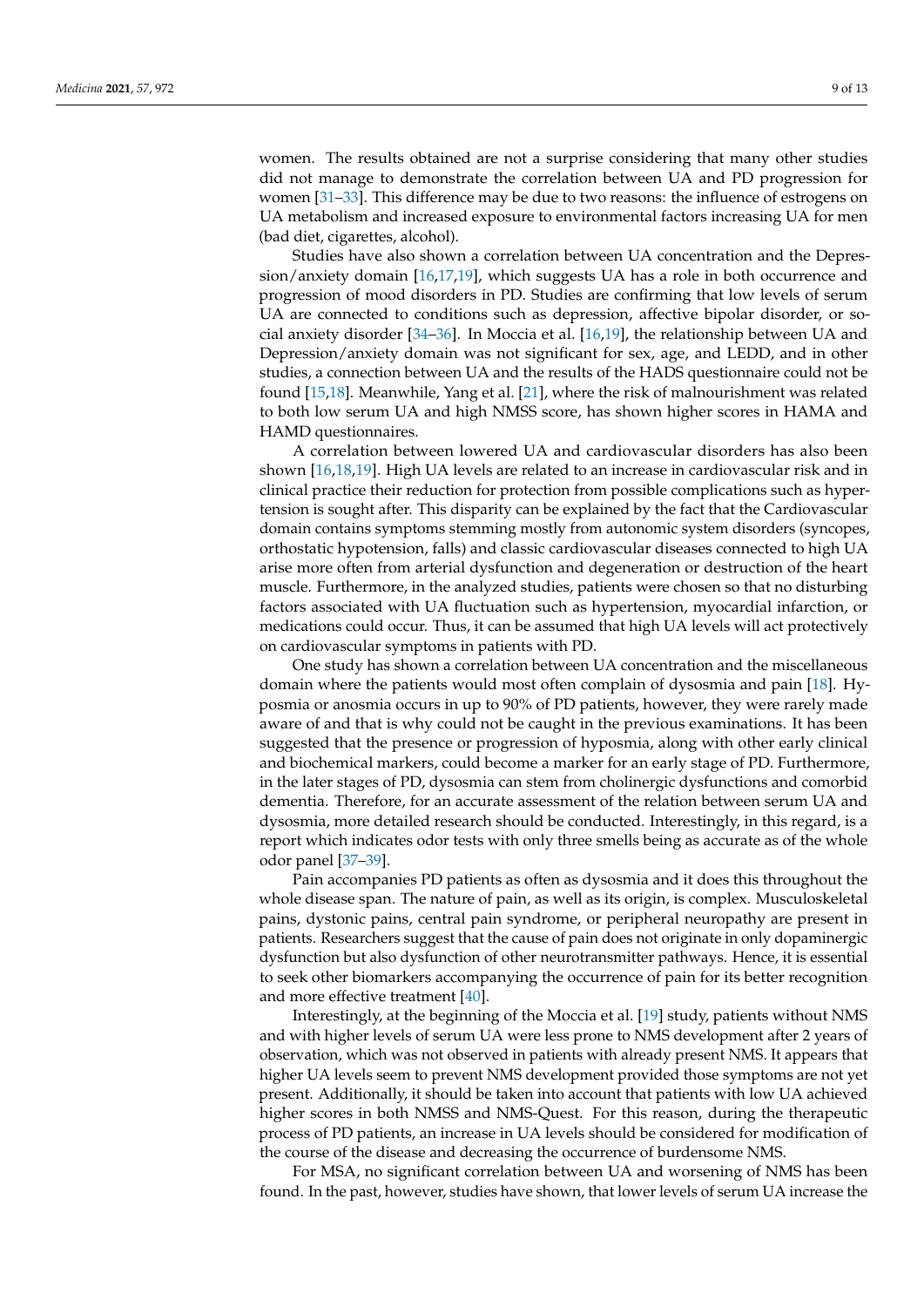women. The results obtained are not a surprise considering that many other studies did not manage to demonstrate the correlation between UA and PD progression for women [31–33]. This difference may be due to two reasons: the influence of estrogens on UA metabolism and increased exposure to environmental factors increasing UA for men (bad diet, cigarettes, alcohol).

Studies have also shown a correlation between UA concentration and the Depression/anxiety domain [16,17,19], which suggests UA has a role in both occurrence and progression of mood disorders in PD. Studies are confirming that low levels of serum UA are connected to conditions such as depression, affective bipolar disorder, or social anxiety disorder [34–36]. In Moccia et al. [16,19], the relationship between UA and Depression/anxiety domain was not significant for sex, age, and LEDD, and in other studies, a connection between UA and the results of the HADS questionnaire could not be found [15,18]. Meanwhile, Yang et al. [21], where the risk of malnourishment was related to both low serum UA and high NMSS score, has shown higher scores in HAMA and HAMD questionnaires.

A correlation between lowered UA and cardiovascular disorders has also been shown [16,18,19]. High UA levels are related to an increase in cardiovascular risk and in clinical practice their reduction for protection from possible complications such as hypertension is sought after. This disparity can be explained by the fact that the Cardiovascular domain contains symptoms stemming mostly from autonomic system disorders (syncopes, orthostatic hypotension, falls) and classic cardiovascular diseases connected to high UA arise more often from arterial dysfunction and degeneration or destruction of the heart muscle. Furthermore, in the analyzed studies, patients were chosen so that no disturbing factors associated with UA fluctuation such as hypertension, myocardial infarction, or medications could occur. Thus, it can be assumed that high UA levels will act protectively on cardiovascular symptoms in patients with PD.

One study has shown a correlation between UA concentration and the miscellaneous domain where the patients would most often complain of dysosmia and pain [18]. Hyposmia or anosmia occurs in up to 90% of PD patients, however, they were rarely made aware of and that is why could not be caught in the previous examinations. It has been suggested that the presence or progression of hyposmia, along with other early clinical and biochemical markers, could become a marker for an early stage of PD. Furthermore, in the later stages of PD, dysosmia can stem from cholinergic dysfunctions and comorbid dementia. Therefore, for an accurate assessment of the relation between serum UA and dysosmia, more detailed research should be conducted. Interestingly, in this regard, is a report which indicates odor tests with only three smells being as accurate as of the whole odor panel [37–39].

Pain accompanies PD patients as often as dysosmia and it does this throughout the whole disease span. The nature of pain, as well as its origin, is complex. Musculoskeletal pains, dystonic pains, central pain syndrome, or peripheral neuropathy are present in patients. Researchers suggest that the cause of pain does not originate in only dopaminergic dysfunction but also dysfunction of other neurotransmitter pathways. Hence, it is essential to seek other biomarkers accompanying the occurrence of pain for its better recognition and more effective treatment [40].

Interestingly, at the beginning of the Moccia et al. [19] study, patients without NMS and with higher levels of serum UA were less prone to NMS development after 2 years of observation, which was not observed in patients with already present NMS. It appears that higher UA levels seem to prevent NMS development provided those symptoms are not yet present. Additionally, it should be taken into account that patients with low UA achieved higher scores in both NMSS and NMS-Quest. For this reason, during the therapeutic process of PD patients, an increase in UA levels should be considered for modification of the course of the disease and decreasing the occurrence of burdensome NMS.

For MSA, no significant correlation between UA and worsening of NMS has been found. In the past, however, studies have shown, that lower levels of serum UA increase the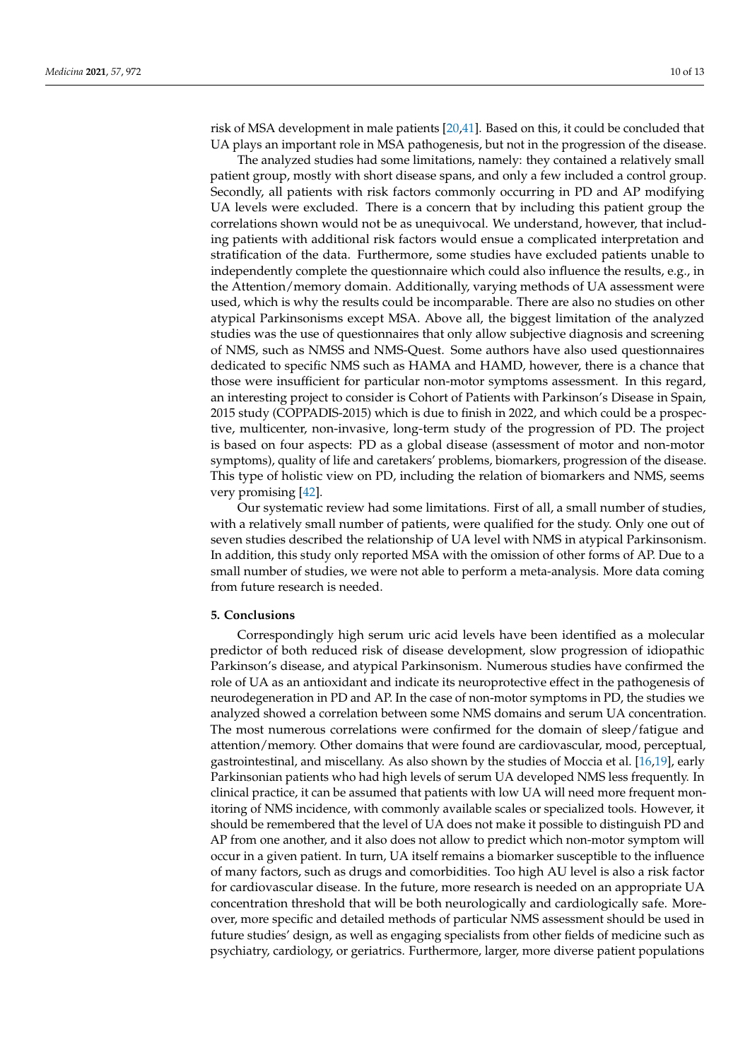risk of MSA development in male patients [20,41]. Based on this, it could be concluded that UA plays an important role in MSA pathogenesis, but not in the progression of the disease.

The analyzed studies had some limitations, namely: they contained a relatively small patient group, mostly with short disease spans, and only a few included a control group. Secondly, all patients with risk factors commonly occurring in PD and AP modifying UA levels were excluded. There is a concern that by including this patient group the correlations shown would not be as unequivocal. We understand, however, that including patients with additional risk factors would ensue a complicated interpretation and stratification of the data. Furthermore, some studies have excluded patients unable to independently complete the questionnaire which could also influence the results, e.g., in the Attention/memory domain. Additionally, varying methods of UA assessment were used, which is why the results could be incomparable. There are also no studies on other atypical Parkinsonisms except MSA. Above all, the biggest limitation of the analyzed studies was the use of questionnaires that only allow subjective diagnosis and screening of NMS, such as NMSS and NMS-Quest. Some authors have also used questionnaires dedicated to specific NMS such as HAMA and HAMD, however, there is a chance that those were insufficient for particular non-motor symptoms assessment. In this regard, an interesting project to consider is Cohort of Patients with Parkinson's Disease in Spain, 2015 study (COPPADIS-2015) which is due to finish in 2022, and which could be a prospective, multicenter, non-invasive, long-term study of the progression of PD. The project is based on four aspects: PD as a global disease (assessment of motor and non-motor symptoms), quality of life and caretakers' problems, biomarkers, progression of the disease. This type of holistic view on PD, including the relation of biomarkers and NMS, seems very promising [42].

Our systematic review had some limitations. First of all, a small number of studies, with a relatively small number of patients, were qualified for the study. Only one out of seven studies described the relationship of UA level with NMS in atypical Parkinsonism. In addition, this study only reported MSA with the omission of other forms of AP. Due to a small number of studies, we were not able to perform a meta-analysis. More data coming from future research is needed.

## 5. Conclusions

Correspondingly high serum uric acid levels have been identified as a molecular predictor of both reduced risk of disease development, slow progression of idiopathic Parkinson's disease, and atypical Parkinsonism. Numerous studies have confirmed the role of UA as an antioxidant and indicate its neuroprotective effect in the pathogenesis of neurodegeneration in PD and AP. In the case of non-motor symptoms in PD, the studies we analyzed showed a correlation between some NMS domains and serum UA concentration. The most numerous correlations were confirmed for the domain of sleep/fatigue and attention/memory. Other domains that were found are cardiovascular, mood, perceptual, gastrointestinal, and miscellany. As also shown by the studies of Moccia et al. [16,19], early Parkinsonian patients who had high levels of serum UA developed NMS less frequently. In clinical practice, it can be assumed that patients with low UA will need more frequent monitoring of NMS incidence, with commonly available scales or specialized tools. However, it should be remembered that the level of UA does not make it possible to distinguish PD and AP from one another, and it also does not allow to predict which non-motor symptom will occur in a given patient. In turn, UA itself remains a biomarker susceptible to the influence of many factors, such as drugs and comorbidities. Too high AU level is also a risk factor for cardiovascular disease. In the future, more research is needed on an appropriate UA concentration threshold that will be both neurologically and cardiologically safe. Moreover, more specific and detailed methods of particular NMS assessment should be used in future studies' design, as well as engaging specialists from other fields of medicine such as psychiatry, cardiology, or geriatrics. Furthermore, larger, more diverse patient populations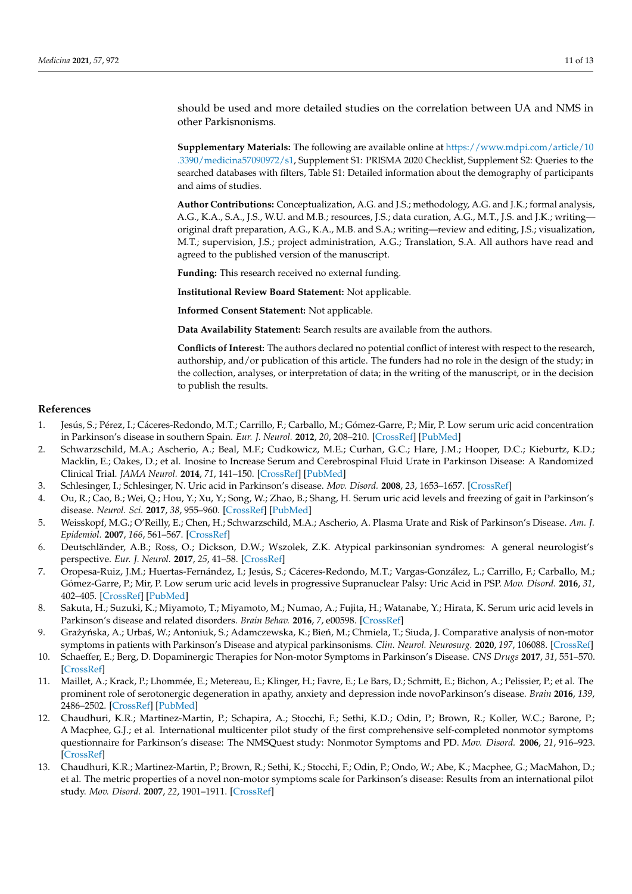should be used and more detailed studies on the correlation between UA and NMS in other Parkisnonisms.

**Supplementary Materials:** The following are available online at https://www.mdpi.com/article/10.3390/medicina57090972/s1, Supplement S1: PRISMA 2020 Checklist, Supplement S2: Queries to the searched databases with filters, Table S1: Detailed information about the demography of participants and aims of studies.

**Author Contributions:** Conceptualization, A.G. and J.S.; methodology, A.G. and J.K.; formal analysis, A.G., K.A., S.A., J.S., W.U. and M.B.; resources, J.S.; data curation, A.G., M.T., J.S. and J.K.; writing—original draft preparation, A.G., K.A., M.B. and S.A.; writing—review and editing, J.S.; visualization, M.T.; supervision, J.S.; project administration, A.G.; Translation, S.A. All authors have read and agreed to the published version of the manuscript.

**Funding:** This research received no external funding.

**Institutional Review Board Statement:** Not applicable.

**Informed Consent Statement:** Not applicable.

**Data Availability Statement:** Search results are available from the authors.

**Conflicts of Interest:** The authors declared no potential conflict of interest with respect to the research, authorship, and/or publication of this article. The funders had no role in the design of the study; in the collection, analyses, or interpretation of data; in the writing of the manuscript, or in the decision to publish the results.

## References

1. Jesús, S.; Pérez, I.; Cáceres-Redondo, M.T.; Carrillo, F.; Carballo, M.; Gómez-Garre, P.; Mir, P. Low serum uric acid concentration in Parkinson's disease in southern Spain. *Eur. J. Neurol.* **2012**, *20*, 208–210. [CrossRef] [PubMed]
2. Schwarzschild, M.A.; Ascherio, A.; Beal, M.F.; Cudkowicz, M.E.; Curhan, G.C.; Hare, J.M.; Hooper, D.C.; Kieburtz, K.D.; Macklin, E.; Oakes, D.; et al. Inosine to Increase Serum and Cerebrospinal Fluid Urate in Parkinson Disease: A Randomized Clinical Trial. *JAMA Neurol.* **2014**, *71*, 141–150. [CrossRef] [PubMed]
3. Schlesinger, I.; Schlesinger, N. Uric acid in Parkinson's disease. *Mov. Disord.* **2008**, *23*, 1653–1657. [CrossRef]
4. Ou, R.; Cao, B.; Wei, Q.; Hou, Y.; Xu, Y.; Song, W.; Zhao, B.; Shang, H. Serum uric acid levels and freezing of gait in Parkinson's disease. *Neurol. Sci.* **2017**, *38*, 955–960. [CrossRef] [PubMed]
5. Weisskopf, M.G.; O'Reilly, E.; Chen, H.; Schwarzschild, M.A.; Ascherio, A. Plasma Urate and Risk of Parkinson's Disease. *Am. J. Epidemiol.* **2007**, *166*, 561–567. [CrossRef]
6. Deutschländer, A.B.; Ross, O.; Dickson, D.W.; Wszolek, Z.K. Atypical parkinsonian syndromes: A general neurologist's perspective. *Eur. J. Neurol.* **2017**, *25*, 41–58. [CrossRef]
7. Oropesa-Ruiz, J.M.; Huertas-Fernández, I.; Jesús, S.; Cáceres-Redondo, M.T.; Vargas-González, L.; Carrillo, F.; Carballo, M.; Gómez-Garre, P.; Mir, P. Low serum uric acid levels in progressive Supranuclear Palsy: Uric Acid in PSP. *Mov. Disord.* **2016**, *31*, 402–405. [CrossRef] [PubMed]
8. Sakuta, H.; Suzuki, K.; Miyamoto, T.; Miyamoto, M.; Numao, A.; Fujita, H.; Watanabe, Y.; Hirata, K. Serum uric acid levels in Parkinson's disease and related disorders. *Brain Behav.* **2016**, *7*, e00598. [CrossRef]
9. Grażyńska, A.; Urbaś, W.; Antoniuk, S.; Adamczewska, K.; Bień, M.; Chmiela, T.; Siuda, J. Comparative analysis of non-motor symptoms in patients with Parkinson's Disease and atypical parkinsonisms. *Clin. Neurol. Neurosurg.* **2020**, *197*, 106088. [CrossRef]
10. Schaeffer, E.; Berg, D. Dopaminergic Therapies for Non-motor Symptoms in Parkinson's Disease. *CNS Drugs* **2017**, *31*, 551–570. [CrossRef]
11. Maillet, A.; Krack, P.; Lhommée, E.; Metereau, E.; Klinger, H.; Favre, E.; Le Bars, D.; Schmitt, E.; Bichon, A.; Pelissier, P.; et al. The prominent role of serotonergic degeneration in apathy, anxiety and depression inde novoParkinson's disease. *Brain* **2016**, *139*, 2486–2502. [CrossRef] [PubMed]
12. Chaudhuri, K.R.; Martinez-Martin, P.; Schapira, A.; Stocchi, F.; Sethi, K.D.; Odin, P.; Brown, R.; Koller, W.C.; Barone, P.; A Macphee, G.J.; et al. International multicenter pilot study of the first comprehensive self-completed nonmotor symptoms questionnaire for Parkinson's disease: The NMSQuest study: Nonmotor Symptoms and PD. *Mov. Disord.* **2006**, *21*, 916–923. [CrossRef]
13. Chaudhuri, K.R.; Martinez-Martin, P.; Brown, R.; Sethi, K.; Stocchi, F.; Odin, P.; Ondo, W.; Abe, K.; Macphee, G.; MacMahon, D.; et al. The metric properties of a novel non-motor symptoms scale for Parkinson's disease: Results from an international pilot study. *Mov. Disord.* **2007**, *22*, 1901–1911. [CrossRef]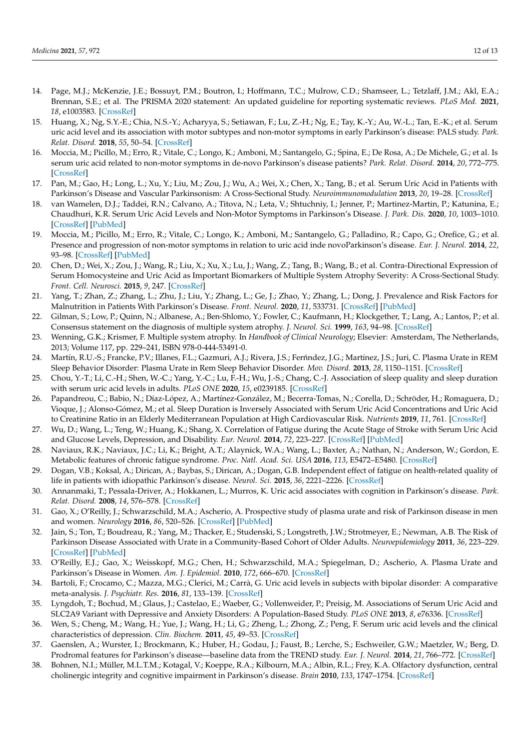14. Page, M.J.; McKenzie, J.E.; Bossuyt, P.M.; Boutron, I.; Hoffmann, T.C.; Mulrow, C.D.; Shamseer, L.; Tetzlaff, J.M.; Akl, E.A.; Brennan, S.E.; et al. The PRISMA 2020 statement: An updated guideline for reporting systematic reviews. *PLoS Med.* **2021**, *18*, e1003583. [CrossRef]
15. Huang, X.; Ng, S.Y.-E.; Chia, N.S.-Y.; Acharyya, S.; Setiawan, F.; Lu, Z.-H.; Ng, E.; Tay, K.-Y.; Au, W.-L.; Tan, E.-K.; et al. Serum uric acid level and its association with motor subtypes and non-motor symptoms in early Parkinson's disease: PALS study. *Park. Relat. Disord.* **2018**, *55*, 50–54. [CrossRef]
16. Moccia, M.; Picillo, M.; Erro, R.; Vitale, C.; Longo, K.; Amboni, M.; Santangelo, G.; Spina, E.; De Rosa, A.; De Michele, G.; et al. Is serum uric acid related to non-motor symptoms in de-novo Parkinson's disease patients? *Park. Relat. Disord.* **2014**, *20*, 772–775. [CrossRef]
17. Pan, M.; Gao, H.; Long, L.; Xu, Y.; Liu, M.; Zou, J.; Wu, A.; Wei, X.; Chen, X.; Tang, B.; et al. Serum Uric Acid in Patients with Parkinson's Disease and Vascular Parkinsonism: A Cross-Sectional Study. *Neuroimmunomodulation* **2013**, *20*, 19–28. [CrossRef]
18. van Wamelen, D.J.; Taddei, R.N.; Calvano, A.; Titova, N.; Leta, V.; Shtuchniy, I.; Jenner, P.; Martinez-Martin, P.; Katunina, E.; Chaudhuri, K.R. Serum Uric Acid Levels and Non-Motor Symptoms in Parkinson's Disease. *J. Park. Dis.* **2020**, *10*, 1003–1010. [CrossRef] [PubMed]
19. Moccia, M.; Picillo, M.; Erro, R.; Vitale, C.; Longo, K.; Amboni, M.; Santangelo, G.; Palladino, R.; Capo, G.; Orefice, G.; et al. Presence and progression of non-motor symptoms in relation to uric acid inde novoParkinson's disease. *Eur. J. Neurol.* **2014**, *22*, 93–98. [CrossRef] [PubMed]
20. Chen, D.; Wei, X.; Zou, J.; Wang, R.; Liu, X.; Xu, X.; Lu, J.; Wang, Z.; Tang, B.; Wang, B.; et al. Contra-Directional Expression of Serum Homocysteine and Uric Acid as Important Biomarkers of Multiple System Atrophy Severity: A Cross-Sectional Study. *Front. Cell. Neurosci.* **2015**, *9*, 247. [CrossRef]
21. Yang, T.; Zhan, Z.; Zhang, L.; Zhu, J.; Liu, Y.; Zhang, L.; Ge, J.; Zhao, Y.; Zhang, L.; Dong, J. Prevalence and Risk Factors for Malnutrition in Patients With Parkinson's Disease. *Front. Neurol.* **2020**, *11*, 533731. [CrossRef] [PubMed]
22. Gilman, S.; Low, P.; Quinn, N.; Albanese, A.; Ben-Shlomo, Y.; Fowler, C.; Kaufmann, H.; Klockgether, T.; Lang, A.; Lantos, P.; et al. Consensus statement on the diagnosis of multiple system atrophy. *J. Neurol. Sci.* **1999**, *163*, 94–98. [CrossRef]
23. Wenning, G.K.; Krismer, F. Multiple system atrophy. In *Handbook of Clinical Neurology*; Elsevier: Amsterdam, The Netherlands, 2013; Volume 117, pp. 229–241, ISBN 978-0-444-53491-0.
24. Martín, R.U.-S.; Francke, P.V.; Illanes, F.L.; Gazmuri, A.J.; Rivera, J.S.; Ferńndez, J.G.; Martínez, J.S.; Juri, C. Plasma Urate in REM Sleep Behavior Disorder: Plasma Urate in Rem Sleep Behavior Disorder. *Mov. Disord.* **2013**, *28*, 1150–1151. [CrossRef]
25. Chou, Y.-T.; Li, C.-H.; Shen, W.-C.; Yang, Y.-C.; Lu, F.-H.; Wu, J.-S.; Chang, C.-J. Association of sleep quality and sleep duration with serum uric acid levels in adults. *PLoS ONE* **2020**, *15*, e0239185. [CrossRef]
26. Papandreou, C.; Babio, N.; Díaz-López, A.; Martínez-González, M.; Becerra-Tomas, N.; Corella, D.; Schröder, H.; Romaguera, D.; Vioque, J.; Alonso-Gómez, M.; et al. Sleep Duration is Inversely Associated with Serum Uric Acid Concentrations and Uric Acid to Creatinine Ratio in an Elderly Mediterranean Population at High Cardiovascular Risk. *Nutrients* **2019**, *11*, 761. [CrossRef]
27. Wu, D.; Wang, L.; Teng, W.; Huang, K.; Shang, X. Correlation of Fatigue during the Acute Stage of Stroke with Serum Uric Acid and Glucose Levels, Depression, and Disability. *Eur. Neurol.* **2014**, *72*, 223–227. [CrossRef] [PubMed]
28. Naviaux, R.K.; Naviaux, J.C.; Li, K.; Bright, A.T.; Alaynick, W.A.; Wang, L.; Baxter, A.; Nathan, N.; Anderson, W.; Gordon, E. Metabolic features of chronic fatigue syndrome. *Proc. Natl. Acad. Sci. USA* **2016**, *113*, E5472–E5480. [CrossRef]
29. Dogan, V.B.; Koksal, A.; Dirican, A.; Baybas, S.; Dirican, A.; Dogan, G.B. Independent effect of fatigue on health-related quality of life in patients with idiopathic Parkinson's disease. *Neurol. Sci.* **2015**, *36*, 2221–2226. [CrossRef]
30. Annanmaki, T.; Pessala-Driver, A.; Hokkanen, L.; Murros, K. Uric acid associates with cognition in Parkinson's disease. *Park. Relat. Disord.* **2008**, *14*, 576–578. [CrossRef]
31. Gao, X.; O'Reilly, J.; Schwarzschild, M.A.; Ascherio, A. Prospective study of plasma urate and risk of Parkinson disease in men and women. *Neurology* **2016**, *86*, 520–526. [CrossRef] [PubMed]
32. Jain, S.; Ton, T.; Boudreau, R.; Yang, M.; Thacker, E.; Studenski, S.; Longstreth, J.W.; Strotmeyer, E.; Newman, A.B. The Risk of Parkinson Disease Associated with Urate in a Community-Based Cohort of Older Adults. *Neuroepidemiology* **2011**, *36*, 223–229. [CrossRef] [PubMed]
33. O'Reilly, E.J.; Gao, X.; Weisskopf, M.G.; Chen, H.; Schwarzschild, M.A.; Spiegelman, D.; Ascherio, A. Plasma Urate and Parkinson's Disease in Women. *Am. J. Epidemiol.* **2010**, *172*, 666–670. [CrossRef]
34. Bartoli, F.; Crocamo, C.; Mazza, M.G.; Clerici, M.; Carrà, G. Uric acid levels in subjects with bipolar disorder: A comparative meta-analysis. *J. Psychiatr. Res.* **2016**, *81*, 133–139. [CrossRef]
35. Lyngdoh, T.; Bochud, M.; Glaus, J.; Castelao, E.; Waeber, G.; Vollenweider, P.; Preisig, M. Associations of Serum Uric Acid and SLC2A9 Variant with Depressive and Anxiety Disorders: A Population-Based Study. *PLoS ONE* **2013**, *8*, e76336. [CrossRef]
36. Wen, S.; Cheng, M.; Wang, H.; Yue, J.; Wang, H.; Li, G.; Zheng, L.; Zhong, Z.; Peng, F. Serum uric acid levels and the clinical characteristics of depression. *Clin. Biochem.* **2011**, *45*, 49–53. [CrossRef]
37. Gaenslen, A.; Wurster, I.; Brockmann, K.; Huber, H.; Godau, J.; Faust, B.; Lerche, S.; Eschweiler, G.W.; Maetzler, W.; Berg, D. Prodromal features for Parkinson's disease—baseline data from the TREND study. *Eur. J. Neurol.* **2014**, *21*, 766–772. [CrossRef]
38. Bohnen, N.I.; Müller, M.L.T.M.; Kotagal, V.; Koeppe, R.A.; Kilbourn, M.A.; Albin, R.L.; Frey, K.A. Olfactory dysfunction, central cholinergic integrity and cognitive impairment in Parkinson's disease. *Brain* **2010**, *133*, 1747–1754. [CrossRef]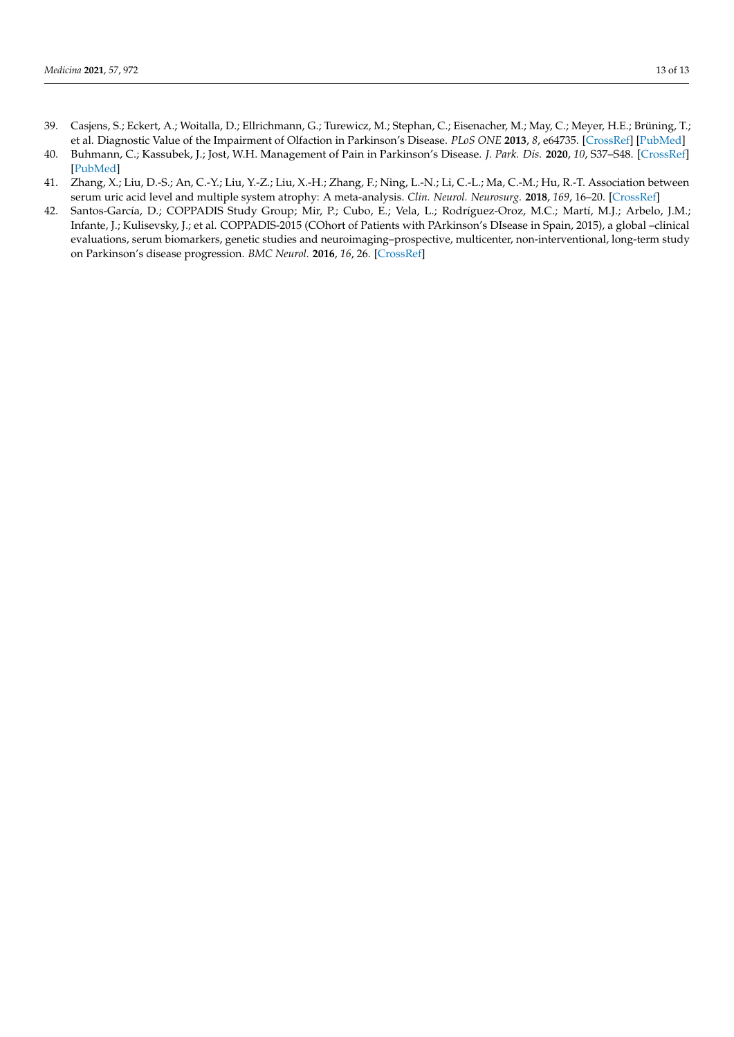39. Casjens, S.; Eckert, A.; Woitalla, D.; Ellrichmann, G.; Turewicz, M.; Stephan, C.; Eisenacher, M.; May, C.; Meyer, H.E.; Brüning, T.; et al. Diagnostic Value of the Impairment of Olfaction in Parkinson's Disease. *PLoS ONE* **2013**, *8*, e64735. [CrossRef] [PubMed]
40. Buhmann, C.; Kassubek, J.; Jost, W.H. Management of Pain in Parkinson's Disease. *J. Park. Dis.* **2020**, *10*, S37–S48. [CrossRef] [PubMed]
41. Zhang, X.; Liu, D.-S.; An, C.-Y.; Liu, Y.-Z.; Liu, X.-H.; Zhang, F.; Ning, L.-N.; Li, C.-L.; Ma, C.-M.; Hu, R.-T. Association between serum uric acid level and multiple system atrophy: A meta-analysis. *Clin. Neurol. Neurosurg.* **2018**, *169*, 16–20. [CrossRef]
42. Santos-García, D.; COPPADIS Study Group; Mir, P.; Cubo, E.; Vela, L.; Rodríguez-Oroz, M.C.; Martí, M.J.; Arbelo, J.M.; Infante, J.; Kulisevsky, J.; et al. COPPADIS-2015 (COhort of Patients with PArkinson's DIsease in Spain, 2015), a global –clinical evaluations, serum biomarkers, genetic studies and neuroimaging–prospective, multicenter, non-interventional, long-term study on Parkinson's disease progression. *BMC Neurol.* **2016**, *16*, 26. [CrossRef]